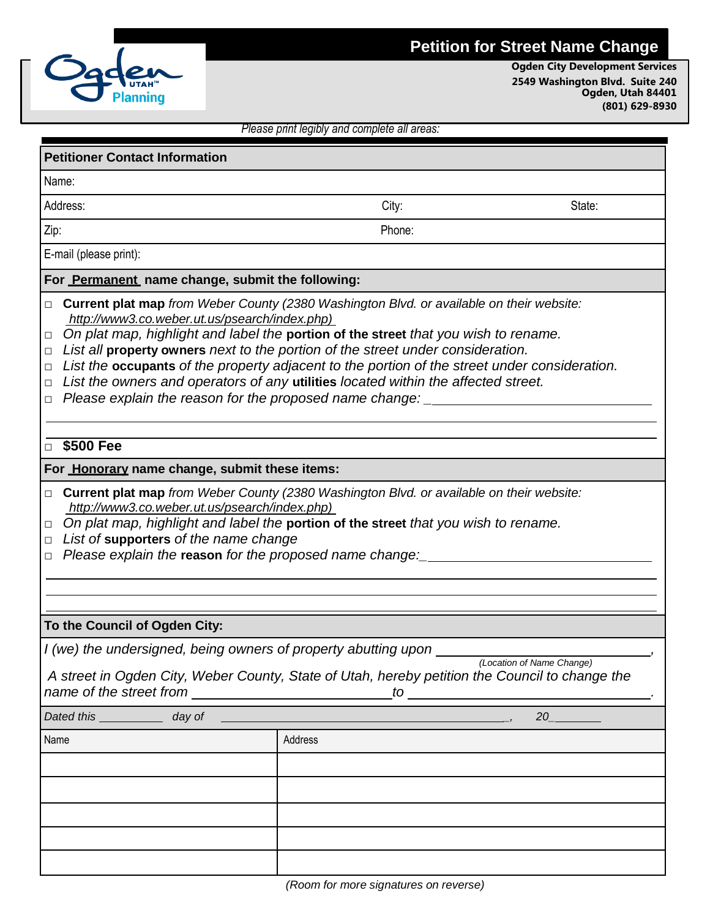# Petition for Street Name Change

**Ogden City Development Services**
**2549 Washington Blvd. Suite 240**
**Ogden, Utah 84401**
**(801) 629-8930**

*Please print legibly and complete all areas:*

## Petitioner Contact Information

Name:

Address: City: State:

Zip: Phone:

E-mail (please print):

## For Permanent name change, submit the following:

- □ **Current plat map** *from Weber County (2380 Washington Blvd. or available on their website: http://www3.co.weber.ut.us/psearch/index.php)*
- □ *On plat map, highlight and label the* **portion of the street** *that you wish to rename.*
- □ *List all* **property owners** *next to the portion of the street under consideration.*
- □ *List the* **occupants** *of the property adjacent to the portion of the street under consideration.*
- □ *List the owners and operators of any* **utilities** *located within the affected street.*
- □ *Please explain the reason for the proposed name change:* ____________________

- □ **$500 Fee**

## For Honorary name change, submit these items:

- □ **Current plat map** *from Weber County (2380 Washington Blvd. or available on their website: http://www3.co.weber.ut.us/psearch/index.php)*
- □ *On plat map, highlight and label the* **portion of the street** *that you wish to rename.*
- □ *List of* **supporters** *of the name change*
- □ *Please explain the* **reason** *for the proposed name change:* ____________________

## To the Council of Ogden City:

*I (we) the undersigned, being owners of property abutting upon* ____________________,
*(Location of Name Change)*
*A street in Ogden City, Weber County, State of Utah, hereby petition the Council to change the name of the street from* ____________________ *to* ____________________.

*Dated this* __________ *day of* ____________________, *20*_______

| Name | Address |
| --- | --- |
| | |
| | |
| | |
| | |
| | |

*(Room for more signatures on reverse)*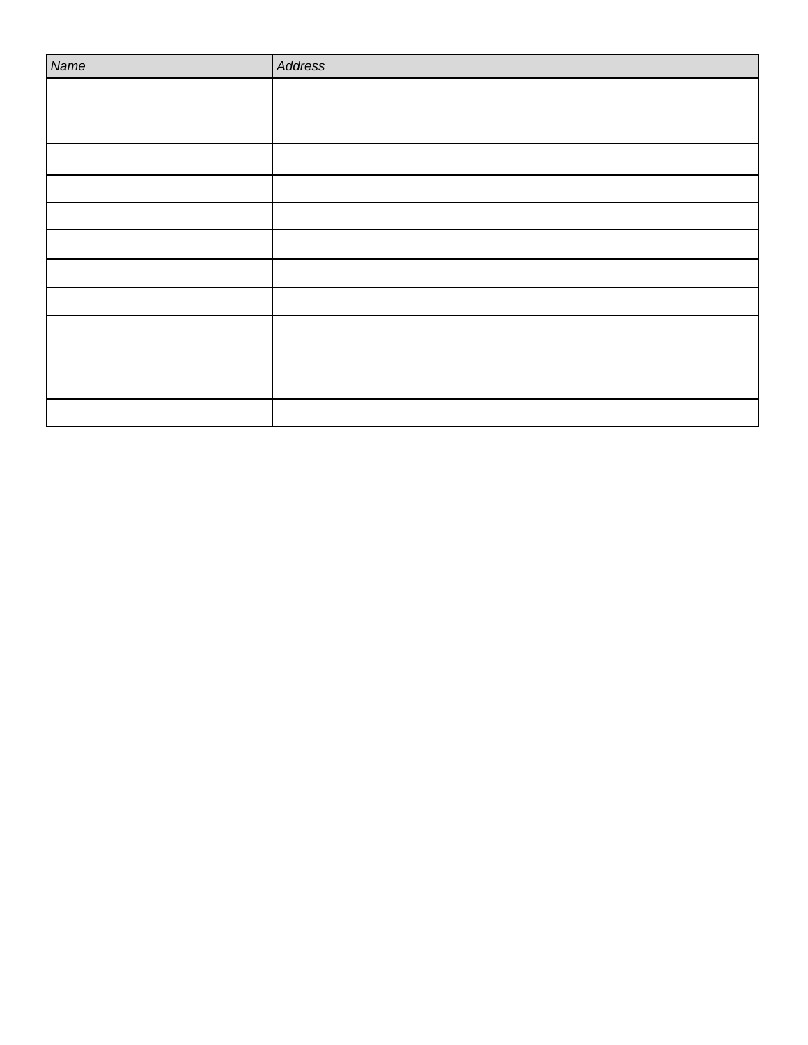| *Name* | *Address* |
|---|---|
| | |
| | |
| | |
| | |
| | |
| | |
| | |
| | |
| | |
| | |
| | |
| | |